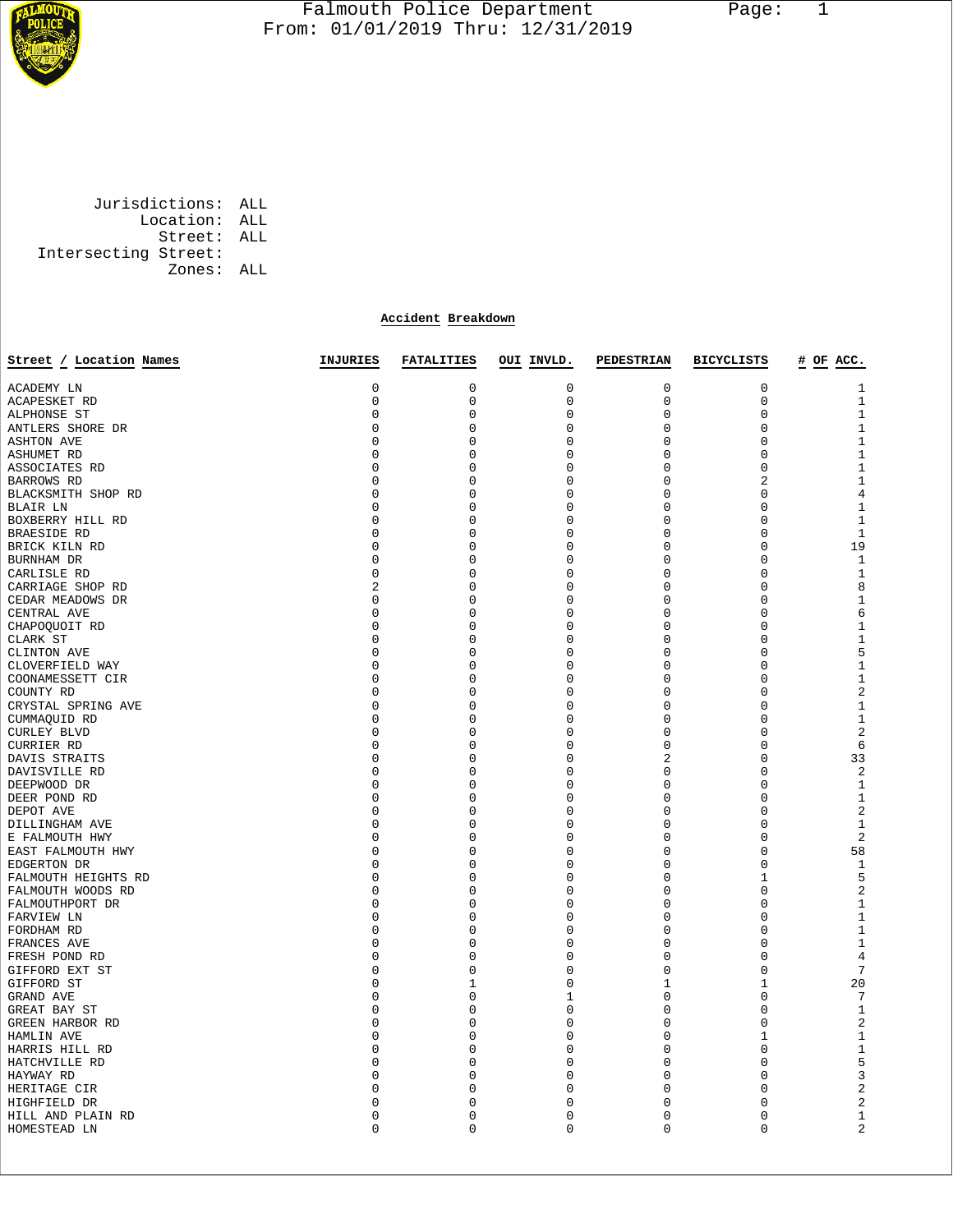# Falmouth Police Department

From: 01/01/2019 Thru: 12/31/2019

Jurisdictions: ALL
Location: ALL
Street: ALL
Intersecting Street:
Zones: ALL

## Accident Breakdown

| Street / Location Names | INJURIES | FATALITIES | OUI INVLD. | PEDESTRIAN | BICYCLISTS | # OF ACC. |
|---|---|---|---|---|---|---|
| ACADEMY LN | 0 | 0 | 0 | 0 | 0 | 1 |
| ACAPESKET RD | 0 | 0 | 0 | 0 | 0 | 1 |
| ALPHONSE ST | 0 | 0 | 0 | 0 | 0 | 1 |
| ANTLERS SHORE DR | 0 | 0 | 0 | 0 | 0 | 1 |
| ASHTON AVE | 0 | 0 | 0 | 0 | 0 | 1 |
| ASHUMET RD | 0 | 0 | 0 | 0 | 0 | 1 |
| ASSOCIATES RD | 0 | 0 | 0 | 0 | 0 | 1 |
| BARROWS RD | 0 | 0 | 0 | 0 | 2 | 1 |
| BLACKSMITH SHOP RD | 0 | 0 | 0 | 0 | 0 | 4 |
| BLAIR LN | 0 | 0 | 0 | 0 | 0 | 1 |
| BOXBERRY HILL RD | 0 | 0 | 0 | 0 | 0 | 1 |
| BRAESIDE RD | 0 | 0 | 0 | 0 | 0 | 1 |
| BRICK KILN RD | 0 | 0 | 0 | 0 | 0 | 19 |
| BURNHAM DR | 0 | 0 | 0 | 0 | 0 | 1 |
| CARLISLE RD | 0 | 0 | 0 | 0 | 0 | 1 |
| CARRIAGE SHOP RD | 2 | 0 | 0 | 0 | 0 | 8 |
| CEDAR MEADOWS DR | 0 | 0 | 0 | 0 | 0 | 1 |
| CENTRAL AVE | 0 | 0 | 0 | 0 | 0 | 6 |
| CHAPOQUOIT RD | 0 | 0 | 0 | 0 | 0 | 1 |
| CLARK ST | 0 | 0 | 0 | 0 | 0 | 1 |
| CLINTON AVE | 0 | 0 | 0 | 0 | 0 | 5 |
| CLOVERFIELD WAY | 0 | 0 | 0 | 0 | 0 | 1 |
| COONAMESSETT CIR | 0 | 0 | 0 | 0 | 0 | 1 |
| COUNTY RD | 0 | 0 | 0 | 0 | 0 | 2 |
| CRYSTAL SPRING AVE | 0 | 0 | 0 | 0 | 0 | 1 |
| CUMMAQUID RD | 0 | 0 | 0 | 0 | 0 | 1 |
| CURLEY BLVD | 0 | 0 | 0 | 0 | 0 | 2 |
| CURRIER RD | 0 | 0 | 0 | 0 | 0 | 6 |
| DAVIS STRAITS | 0 | 0 | 0 | 2 | 0 | 33 |
| DAVISVILLE RD | 0 | 0 | 0 | 0 | 0 | 2 |
| DEEPWOOD DR | 0 | 0 | 0 | 0 | 0 | 1 |
| DEER POND RD | 0 | 0 | 0 | 0 | 0 | 1 |
| DEPOT AVE | 0 | 0 | 0 | 0 | 0 | 2 |
| DILLINGHAM AVE | 0 | 0 | 0 | 0 | 0 | 1 |
| E FALMOUTH HWY | 0 | 0 | 0 | 0 | 0 | 2 |
| EAST FALMOUTH HWY | 0 | 0 | 0 | 0 | 0 | 58 |
| EDGERTON DR | 0 | 0 | 0 | 0 | 0 | 1 |
| FALMOUTH HEIGHTS RD | 0 | 0 | 0 | 0 | 1 | 5 |
| FALMOUTH WOODS RD | 0 | 0 | 0 | 0 | 0 | 2 |
| FALMOUTHPORT DR | 0 | 0 | 0 | 0 | 0 | 1 |
| FARVIEW LN | 0 | 0 | 0 | 0 | 0 | 1 |
| FORDHAM RD | 0 | 0 | 0 | 0 | 0 | 1 |
| FRANCES AVE | 0 | 0 | 0 | 0 | 0 | 1 |
| FRESH POND RD | 0 | 0 | 0 | 0 | 0 | 4 |
| GIFFORD EXT ST | 0 | 0 | 0 | 0 | 0 | 7 |
| GIFFORD ST | 0 | 1 | 0 | 1 | 1 | 20 |
| GRAND AVE | 0 | 0 | 1 | 0 | 0 | 7 |
| GREAT BAY ST | 0 | 0 | 0 | 0 | 0 | 1 |
| GREEN HARBOR RD | 0 | 0 | 0 | 0 | 0 | 2 |
| HAMLIN AVE | 0 | 0 | 0 | 0 | 1 | 1 |
| HARRIS HILL RD | 0 | 0 | 0 | 0 | 0 | 1 |
| HATCHVILLE RD | 0 | 0 | 0 | 0 | 0 | 5 |
| HAYWAY RD | 0 | 0 | 0 | 0 | 0 | 3 |
| HERITAGE CIR | 0 | 0 | 0 | 0 | 0 | 2 |
| HIGHFIELD DR | 0 | 0 | 0 | 0 | 0 | 2 |
| HILL AND PLAIN RD | 0 | 0 | 0 | 0 | 0 | 1 |
| HOMESTEAD LN | 0 | 0 | 0 | 0 | 0 | 2 |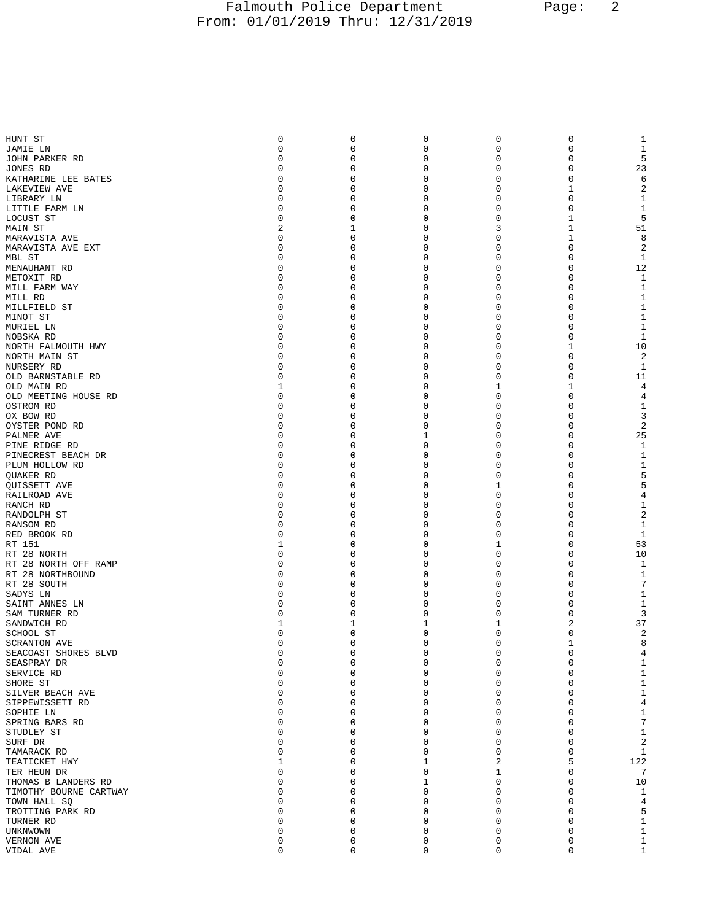| | | | | | | |
|---|---|---|---|---|---|---|
| HUNT ST | 0 | 0 | 0 | 0 | 0 | 1 |
| JAMIE LN | 0 | 0 | 0 | 0 | 0 | 1 |
| JOHN PARKER RD | 0 | 0 | 0 | 0 | 0 | 5 |
| JONES RD | 0 | 0 | 0 | 0 | 0 | 23 |
| KATHARINE LEE BATES | 0 | 0 | 0 | 0 | 0 | 6 |
| LAKEVIEW AVE | 0 | 0 | 0 | 0 | 1 | 2 |
| LIBRARY LN | 0 | 0 | 0 | 0 | 0 | 1 |
| LITTLE FARM LN | 0 | 0 | 0 | 0 | 0 | 1 |
| LOCUST ST | 0 | 0 | 0 | 0 | 1 | 5 |
| MAIN ST | 2 | 1 | 0 | 3 | 1 | 51 |
| MARAVISTA AVE | 0 | 0 | 0 | 0 | 1 | 8 |
| MARAVISTA AVE EXT | 0 | 0 | 0 | 0 | 0 | 2 |
| MBL ST | 0 | 0 | 0 | 0 | 0 | 1 |
| MENAUHANT RD | 0 | 0 | 0 | 0 | 0 | 12 |
| METOXIT RD | 0 | 0 | 0 | 0 | 0 | 1 |
| MILL FARM WAY | 0 | 0 | 0 | 0 | 0 | 1 |
| MILL RD | 0 | 0 | 0 | 0 | 0 | 1 |
| MILLFIELD ST | 0 | 0 | 0 | 0 | 0 | 1 |
| MINOT ST | 0 | 0 | 0 | 0 | 0 | 1 |
| MURIEL LN | 0 | 0 | 0 | 0 | 0 | 1 |
| NOBSKA RD | 0 | 0 | 0 | 0 | 0 | 1 |
| NORTH FALMOUTH HWY | 0 | 0 | 0 | 0 | 1 | 10 |
| NORTH MAIN ST | 0 | 0 | 0 | 0 | 0 | 2 |
| NURSERY RD | 0 | 0 | 0 | 0 | 0 | 1 |
| OLD BARNSTABLE RD | 0 | 0 | 0 | 0 | 0 | 11 |
| OLD MAIN RD | 1 | 0 | 0 | 1 | 1 | 4 |
| OLD MEETING HOUSE RD | 0 | 0 | 0 | 0 | 0 | 4 |
| OSTROM RD | 0 | 0 | 0 | 0 | 0 | 1 |
| OX BOW RD | 0 | 0 | 0 | 0 | 0 | 3 |
| OYSTER POND RD | 0 | 0 | 0 | 0 | 0 | 2 |
| PALMER AVE | 0 | 0 | 1 | 0 | 0 | 25 |
| PINE RIDGE RD | 0 | 0 | 0 | 0 | 0 | 1 |
| PINECREST BEACH DR | 0 | 0 | 0 | 0 | 0 | 1 |
| PLUM HOLLOW RD | 0 | 0 | 0 | 0 | 0 | 1 |
| QUAKER RD | 0 | 0 | 0 | 0 | 0 | 5 |
| QUISSETT AVE | 0 | 0 | 0 | 1 | 0 | 5 |
| RAILROAD AVE | 0 | 0 | 0 | 0 | 0 | 4 |
| RANCH RD | 0 | 0 | 0 | 0 | 0 | 1 |
| RANDOLPH ST | 0 | 0 | 0 | 0 | 0 | 2 |
| RANSOM RD | 0 | 0 | 0 | 0 | 0 | 1 |
| RED BROOK RD | 0 | 0 | 0 | 0 | 0 | 1 |
| RT 151 | 1 | 0 | 0 | 1 | 0 | 53 |
| RT 28 NORTH | 0 | 0 | 0 | 0 | 0 | 10 |
| RT 28 NORTH OFF RAMP | 0 | 0 | 0 | 0 | 0 | 1 |
| RT 28 NORTHBOUND | 0 | 0 | 0 | 0 | 0 | 1 |
| RT 28 SOUTH | 0 | 0 | 0 | 0 | 0 | 7 |
| SADYS LN | 0 | 0 | 0 | 0 | 0 | 1 |
| SAINT ANNES LN | 0 | 0 | 0 | 0 | 0 | 1 |
| SAM TURNER RD | 0 | 0 | 0 | 0 | 0 | 3 |
| SANDWICH RD | 1 | 1 | 1 | 1 | 2 | 37 |
| SCHOOL ST | 0 | 0 | 0 | 0 | 0 | 2 |
| SCRANTON AVE | 0 | 0 | 0 | 0 | 1 | 8 |
| SEACOAST SHORES BLVD | 0 | 0 | 0 | 0 | 0 | 4 |
| SEASPRAY DR | 0 | 0 | 0 | 0 | 0 | 1 |
| SERVICE RD | 0 | 0 | 0 | 0 | 0 | 1 |
| SHORE ST | 0 | 0 | 0 | 0 | 0 | 1 |
| SILVER BEACH AVE | 0 | 0 | 0 | 0 | 0 | 1 |
| SIPPEWISSETT RD | 0 | 0 | 0 | 0 | 0 | 4 |
| SOPHIE LN | 0 | 0 | 0 | 0 | 0 | 1 |
| SPRING BARS RD | 0 | 0 | 0 | 0 | 0 | 7 |
| STUDLEY ST | 0 | 0 | 0 | 0 | 0 | 1 |
| SURF DR | 0 | 0 | 0 | 0 | 0 | 2 |
| TAMARACK RD | 0 | 0 | 0 | 0 | 0 | 1 |
| TEATICKET HWY | 1 | 0 | 1 | 2 | 5 | 122 |
| TER HEUN DR | 0 | 0 | 0 | 1 | 0 | 7 |
| THOMAS B LANDERS RD | 0 | 0 | 1 | 0 | 0 | 10 |
| TIMOTHY BOURNE CARTWAY | 0 | 0 | 0 | 0 | 0 | 1 |
| TOWN HALL SQ | 0 | 0 | 0 | 0 | 0 | 4 |
| TROTTING PARK RD | 0 | 0 | 0 | 0 | 0 | 5 |
| TURNER RD | 0 | 0 | 0 | 0 | 0 | 1 |
| UNKNWOWN | 0 | 0 | 0 | 0 | 0 | 1 |
| VERNON AVE | 0 | 0 | 0 | 0 | 0 | 1 |
| VIDAL AVE | 0 | 0 | 0 | 0 | 0 | 1 |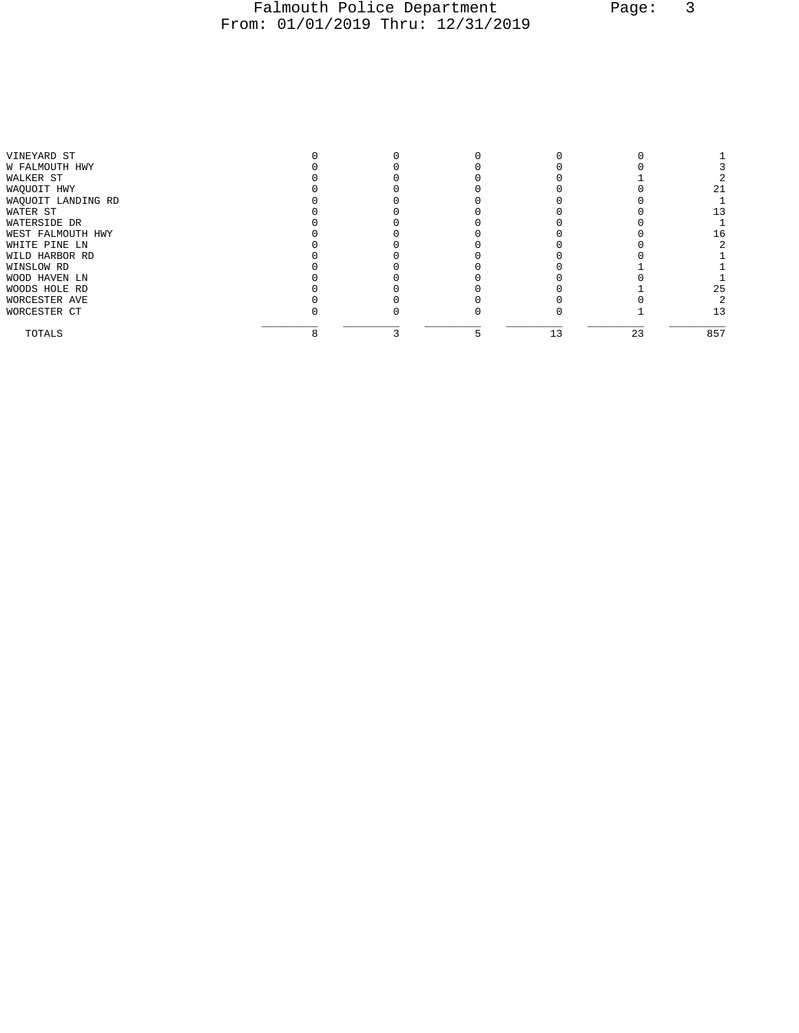Falmouth Police Department

From: 01/01/2019 Thru: 12/31/2019

| | | | | | | |
|---|---|---|---|---|---|---|
| VINEYARD ST | 0 | 0 | 0 | 0 | 0 | 1 |
| W FALMOUTH HWY | 0 | 0 | 0 | 0 | 0 | 3 |
| WALKER ST | 0 | 0 | 0 | 0 | 1 | 2 |
| WAQUOIT HWY | 0 | 0 | 0 | 0 | 0 | 21 |
| WAQUOIT LANDING RD | 0 | 0 | 0 | 0 | 0 | 1 |
| WATER ST | 0 | 0 | 0 | 0 | 0 | 13 |
| WATERSIDE DR | 0 | 0 | 0 | 0 | 0 | 1 |
| WEST FALMOUTH HWY | 0 | 0 | 0 | 0 | 0 | 16 |
| WHITE PINE LN | 0 | 0 | 0 | 0 | 0 | 2 |
| WILD HARBOR RD | 0 | 0 | 0 | 0 | 0 | 1 |
| WINSLOW RD | 0 | 0 | 0 | 0 | 1 | 1 |
| WOOD HAVEN LN | 0 | 0 | 0 | 0 | 0 | 1 |
| WOODS HOLE RD | 0 | 0 | 0 | 0 | 1 | 25 |
| WORCESTER AVE | 0 | 0 | 0 | 0 | 0 | 2 |
| WORCESTER CT | 0 | 0 | 0 | 0 | 1 | 13 |
| TOTALS | 8 | 3 | 5 | 13 | 23 | 857 |